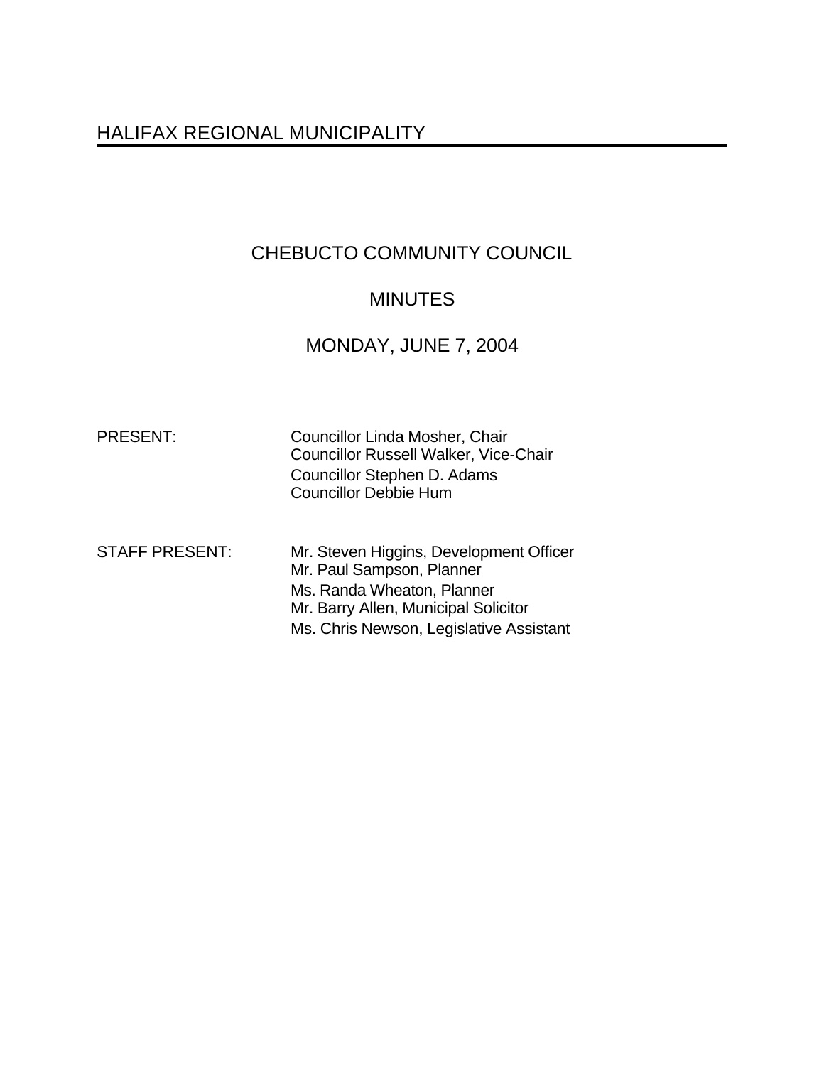# HALIFAX REGIONAL MUNICIPALITY

## CHEBUCTO COMMUNITY COUNCIL

## MINUTES

## MONDAY, JUNE 7, 2004

PRESENT: Councillor Linda Mosher, Chair
Councillor Russell Walker, Vice-Chair
Councillor Stephen D. Adams
Councillor Debbie Hum

STAFF PRESENT: Mr. Steven Higgins, Development Officer
Mr. Paul Sampson, Planner
Ms. Randa Wheaton, Planner
Mr. Barry Allen, Municipal Solicitor
Ms. Chris Newson, Legislative Assistant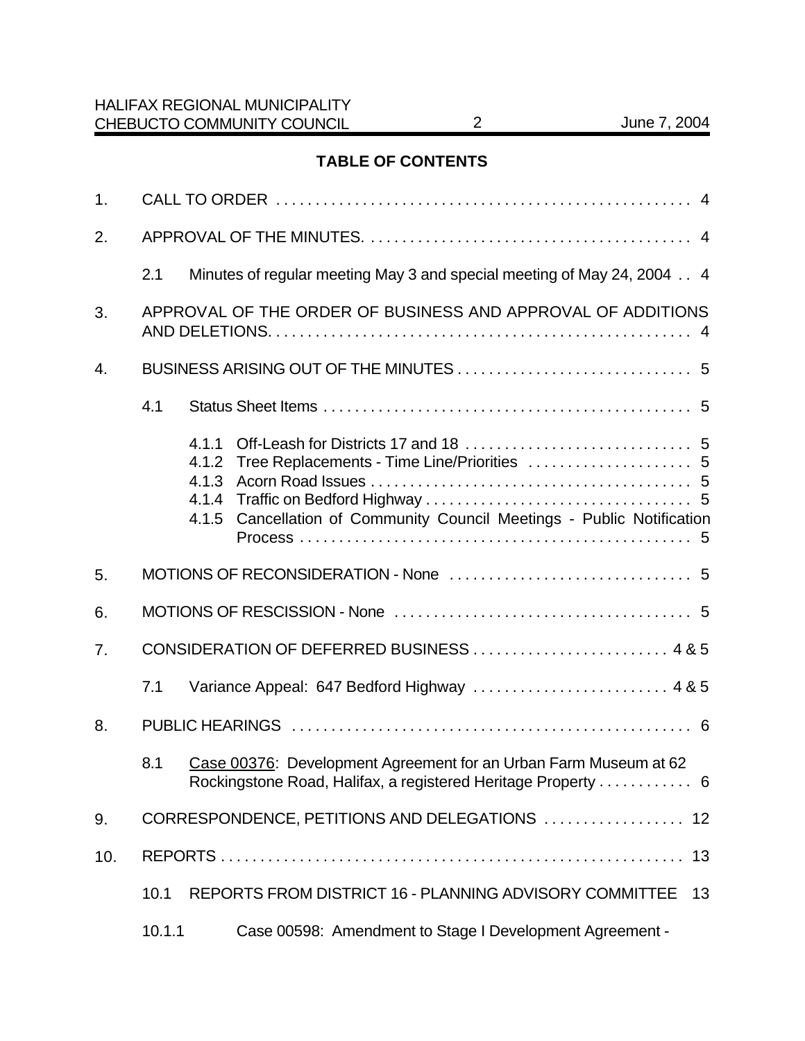## TABLE OF CONTENTS

1. CALL TO ORDER . . . . . . . . . . . . . . . . . . . . . . . . . . . . . . . . . . . . . . . . . . . . . . . . . . . 4

2. APPROVAL OF THE MINUTES. . . . . . . . . . . . . . . . . . . . . . . . . . . . . . . . . . . . . . . . . . 4

   2.1 Minutes of regular meeting May 3 and special meeting of May 24, 2004 . . 4

3. APPROVAL OF THE ORDER OF BUSINESS AND APPROVAL OF ADDITIONS AND DELETIONS. . . . . . . . . . . . . . . . . . . . . . . . . . . . . . . . . . . . . . . . . . . . . . . . . . . . . 4

4. BUSINESS ARISING OUT OF THE MINUTES . . . . . . . . . . . . . . . . . . . . . . . . . . . . . . 5

   4.1 Status Sheet Items . . . . . . . . . . . . . . . . . . . . . . . . . . . . . . . . . . . . . . . . . . . . . . . 5

      4.1.1 Off-Leash for Districts 17 and 18 . . . . . . . . . . . . . . . . . . . . . . . . . . . . . 5
      4.1.2 Tree Replacements - Time Line/Priorities . . . . . . . . . . . . . . . . . . . . . 5
      4.1.3 Acorn Road Issues . . . . . . . . . . . . . . . . . . . . . . . . . . . . . . . . . . . . . . . . . 5
      4.1.4 Traffic on Bedford Highway . . . . . . . . . . . . . . . . . . . . . . . . . . . . . . . . . 5
      4.1.5 Cancellation of Community Council Meetings - Public Notification Process . . . . . . . . . . . . . . . . . . . . . . . . . . . . . . . . . . . . . . . . . . . . . . . . . . 5

5. MOTIONS OF RECONSIDERATION - None . . . . . . . . . . . . . . . . . . . . . . . . . . . . . . . 5

6. MOTIONS OF RESCISSION - None . . . . . . . . . . . . . . . . . . . . . . . . . . . . . . . . . . . . . . 5

7. CONSIDERATION OF DEFERRED BUSINESS . . . . . . . . . . . . . . . . . . . . . . . . . 4 & 5

   7.1 Variance Appeal: 647 Bedford Highway . . . . . . . . . . . . . . . . . . . . . . . . . 4 & 5

8. PUBLIC HEARINGS . . . . . . . . . . . . . . . . . . . . . . . . . . . . . . . . . . . . . . . . . . . . . . . . . . . 6

   8.1 Case 00376: Development Agreement for an Urban Farm Museum at 62 Rockingstone Road, Halifax, a registered Heritage Property . . . . . . . . . . . . 6

9. CORRESPONDENCE, PETITIONS AND DELEGATIONS . . . . . . . . . . . . . . . . . . 12

10. REPORTS . . . . . . . . . . . . . . . . . . . . . . . . . . . . . . . . . . . . . . . . . . . . . . . . . . . . . . . . . . . 13

   10.1 REPORTS FROM DISTRICT 16 - PLANNING ADVISORY COMMITTEE 13

   10.1.1 Case 00598: Amendment to Stage I Development Agreement -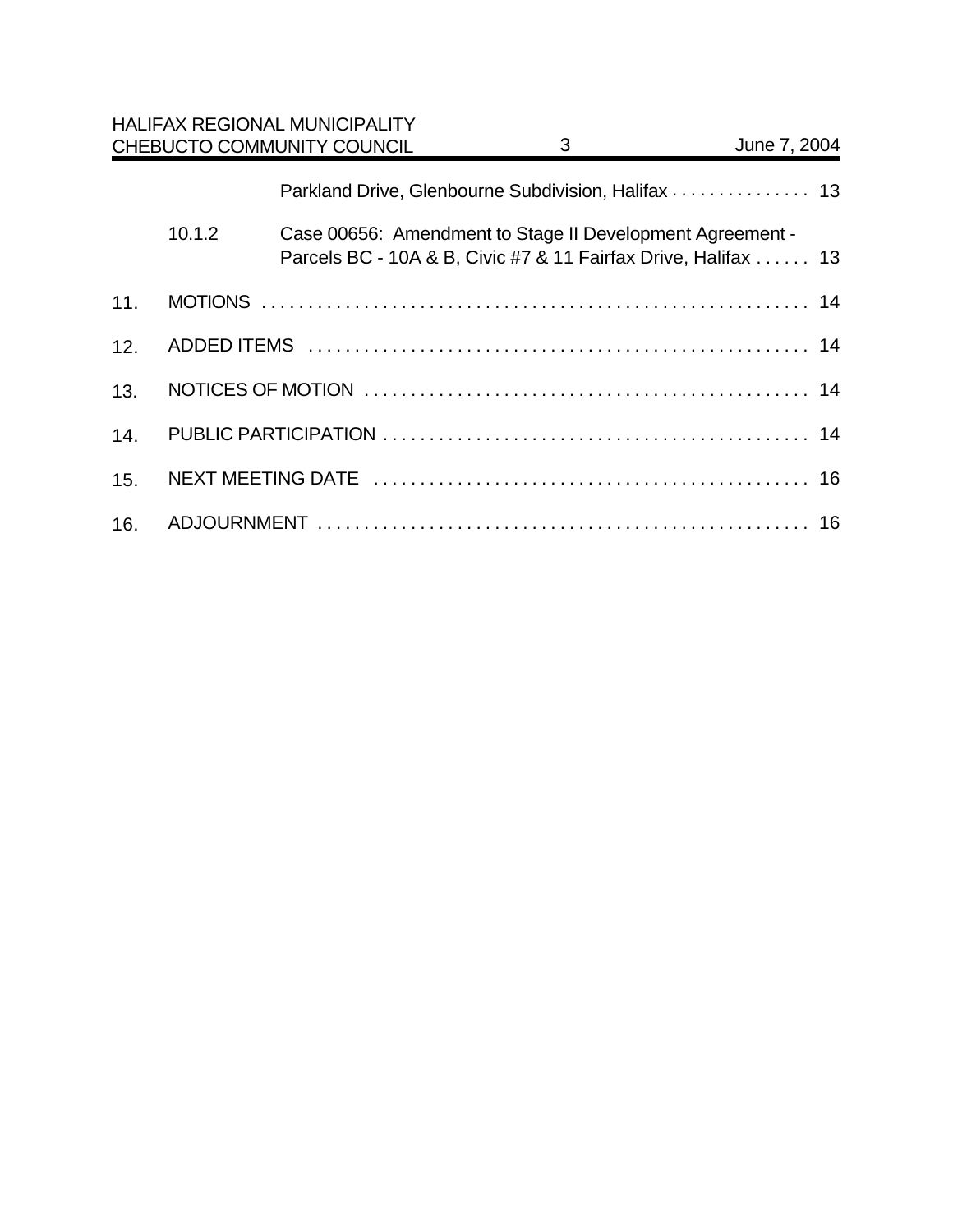Parkland Drive, Glenbourne Subdivision, Halifax . . . . . . . . . . . . . . . 13

10.1.2 Case 00656: Amendment to Stage II Development Agreement - Parcels BC - 10A & B, Civic #7 & 11 Fairfax Drive, Halifax . . . . . . 13

11. MOTIONS . . . . . . . . . . . . . . . . . . . . . . . . . . . . . . . . . . . . . . . . . . . . . . . . . . . . . . . . . . . . 14

12. ADDED ITEMS . . . . . . . . . . . . . . . . . . . . . . . . . . . . . . . . . . . . . . . . . . . . . . . . . . . . . . 14

13. NOTICES OF MOTION . . . . . . . . . . . . . . . . . . . . . . . . . . . . . . . . . . . . . . . . . . . . . . . 14

14. PUBLIC PARTICIPATION . . . . . . . . . . . . . . . . . . . . . . . . . . . . . . . . . . . . . . . . . . . . . 14

15. NEXT MEETING DATE . . . . . . . . . . . . . . . . . . . . . . . . . . . . . . . . . . . . . . . . . . . . . . 16

16. ADJOURNMENT . . . . . . . . . . . . . . . . . . . . . . . . . . . . . . . . . . . . . . . . . . . . . . . . . . . . 16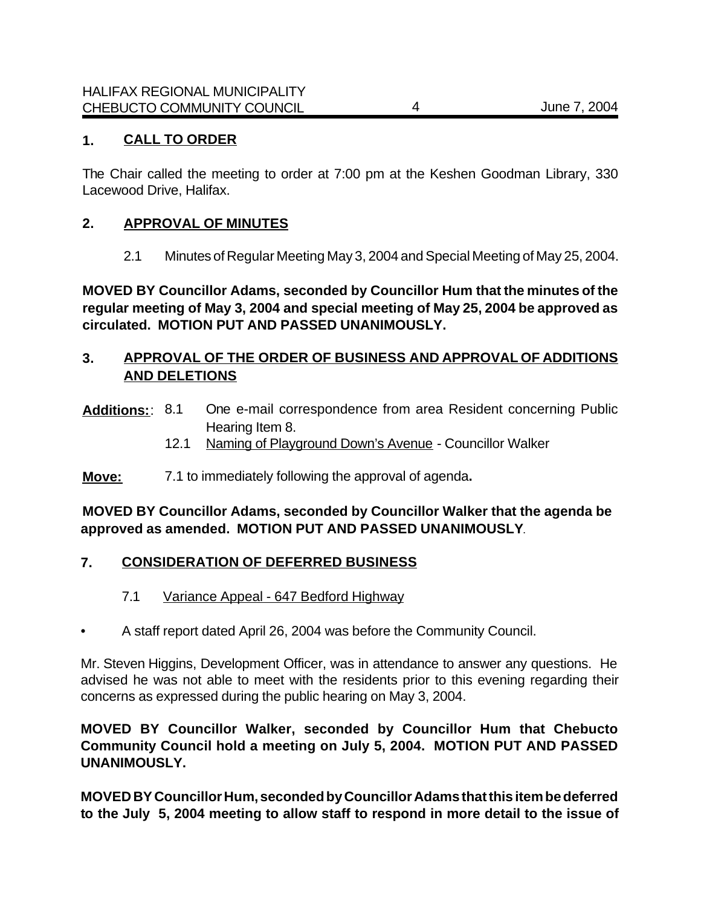## 1. CALL TO ORDER

The Chair called the meeting to order at 7:00 pm at the Keshen Goodman Library, 330 Lacewood Drive, Halifax.

## 2. APPROVAL OF MINUTES

2.1 Minutes of Regular Meeting May 3, 2004 and Special Meeting of May 25, 2004.

**MOVED BY Councillor Adams, seconded by Councillor Hum that the minutes of the regular meeting of May 3, 2004 and special meeting of May 25, 2004 be approved as circulated. MOTION PUT AND PASSED UNANIMOUSLY.**

## 3. APPROVAL OF THE ORDER OF BUSINESS AND APPROVAL OF ADDITIONS AND DELETIONS

**Additions:**:
- 8.1 One e-mail correspondence from area Resident concerning Public Hearing Item 8.
- 12.1 Naming of Playground Down's Avenue - Councillor Walker

**Move:** 7.1 to immediately following the approval of agenda**.**

**MOVED BY Councillor Adams, seconded by Councillor Walker that the agenda be approved as amended. MOTION PUT AND PASSED UNANIMOUSLY**.

## 7. CONSIDERATION OF DEFERRED BUSINESS

7.1 Variance Appeal - 647 Bedford Highway

- A staff report dated April 26, 2004 was before the Community Council.

Mr. Steven Higgins, Development Officer, was in attendance to answer any questions. He advised he was not able to meet with the residents prior to this evening regarding their concerns as expressed during the public hearing on May 3, 2004.

**MOVED BY Councillor Walker, seconded by Councillor Hum that Chebucto Community Council hold a meeting on July 5, 2004. MOTION PUT AND PASSED UNANIMOUSLY.**

**MOVED BY Councillor Hum, seconded by Councillor Adams that this item be deferred to the July 5, 2004 meeting to allow staff to respond in more detail to the issue of**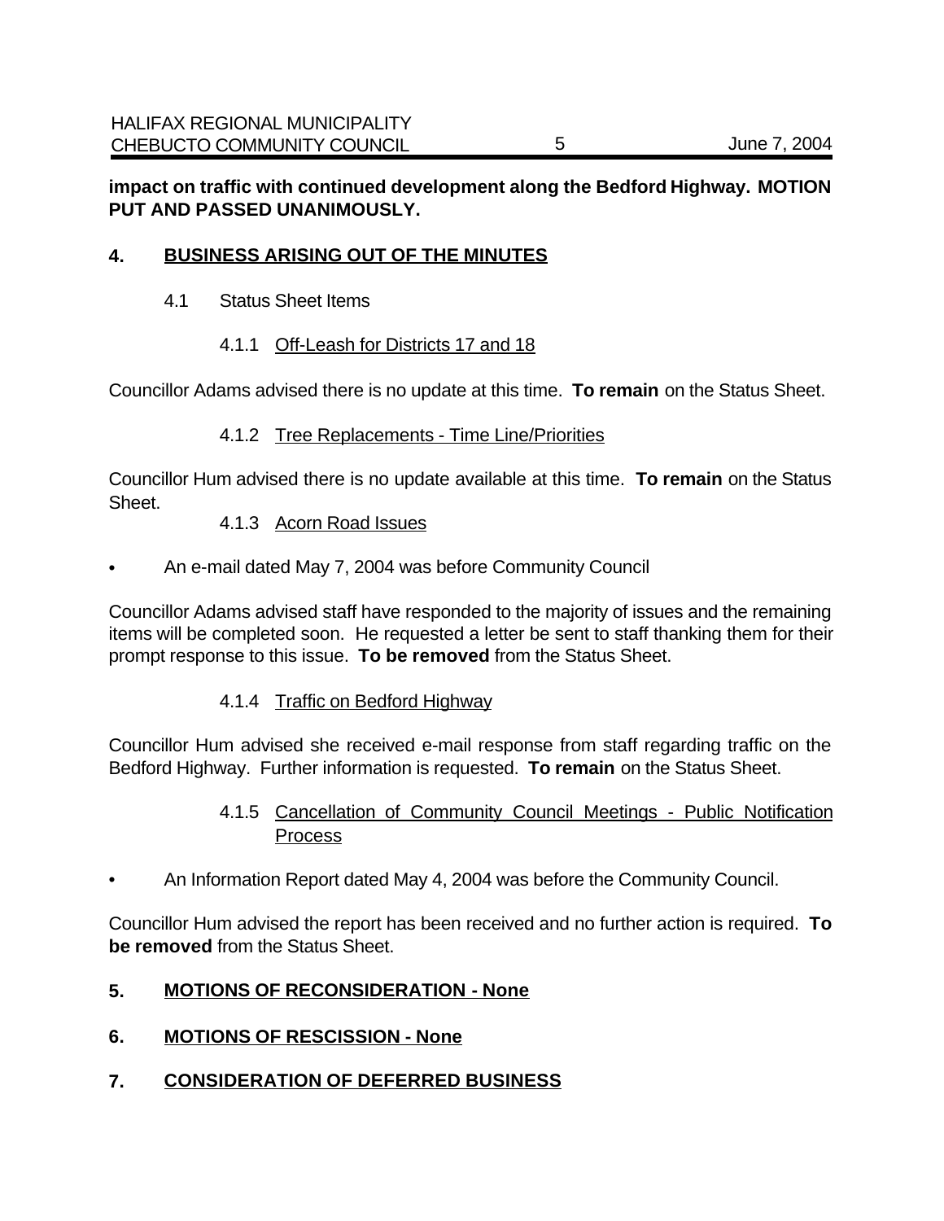**impact on traffic with continued development along the Bedford Highway. MOTION PUT AND PASSED UNANIMOUSLY.**

## 4. BUSINESS ARISING OUT OF THE MINUTES

4.1 Status Sheet Items

4.1.1 Off-Leash for Districts 17 and 18

Councillor Adams advised there is no update at this time. **To remain** on the Status Sheet.

4.1.2 Tree Replacements - Time Line/Priorities

Councillor Hum advised there is no update available at this time. **To remain** on the Status Sheet.

4.1.3 Acorn Road Issues

- An e-mail dated May 7, 2004 was before Community Council

Councillor Adams advised staff have responded to the majority of issues and the remaining items will be completed soon. He requested a letter be sent to staff thanking them for their prompt response to this issue. **To be removed** from the Status Sheet.

4.1.4 Traffic on Bedford Highway

Councillor Hum advised she received e-mail response from staff regarding traffic on the Bedford Highway. Further information is requested. **To remain** on the Status Sheet.

4.1.5 Cancellation of Community Council Meetings - Public Notification Process

- An Information Report dated May 4, 2004 was before the Community Council.

Councillor Hum advised the report has been received and no further action is required. **To be removed** from the Status Sheet.

## 5. MOTIONS OF RECONSIDERATION - None

## 6. MOTIONS OF RESCISSION - None

## 7. CONSIDERATION OF DEFERRED BUSINESS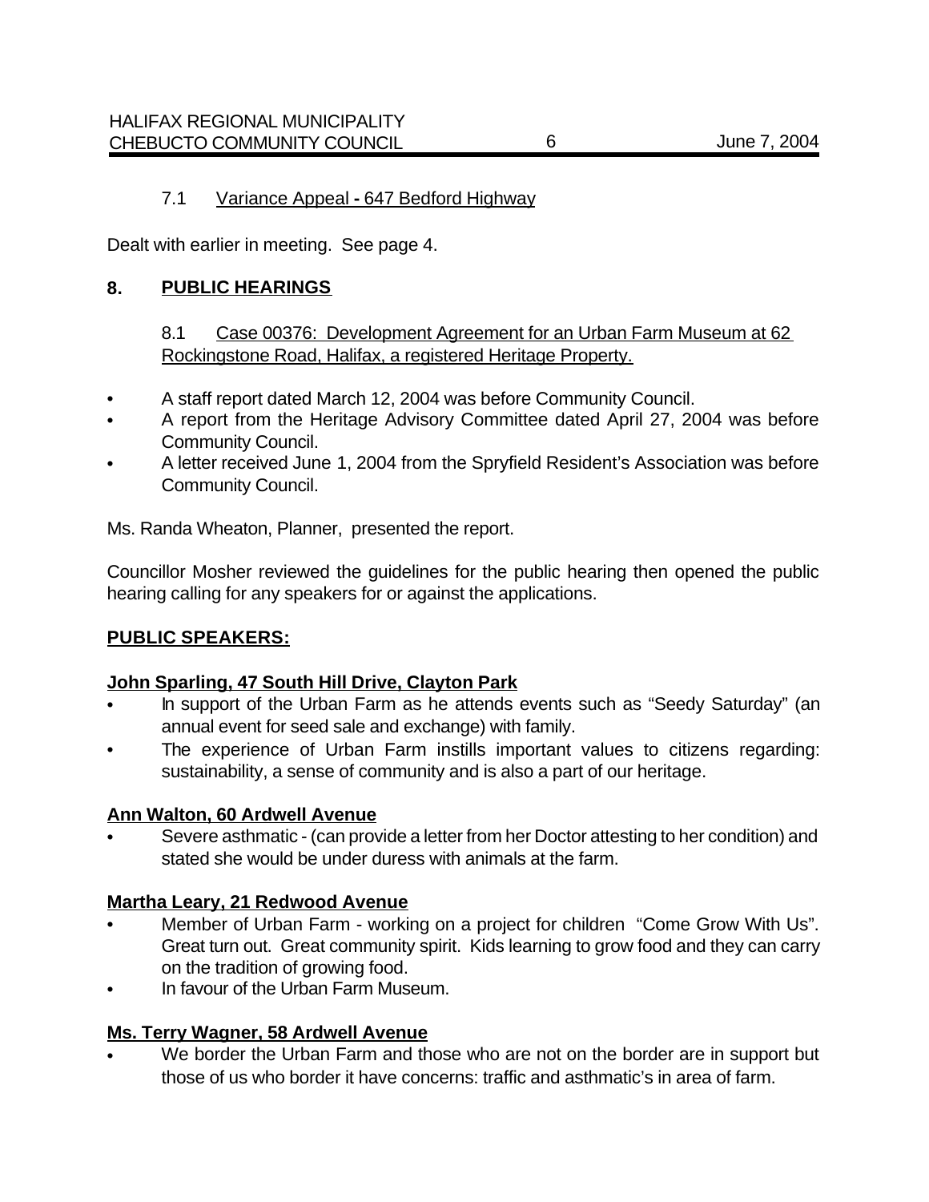7.1 Variance Appeal - 647 Bedford Highway

Dealt with earlier in meeting. See page 4.

## 8. PUBLIC HEARINGS

8.1 Case 00376: Development Agreement for an Urban Farm Museum at 62 Rockingstone Road, Halifax, a registered Heritage Property.

- A staff report dated March 12, 2004 was before Community Council.
- A report from the Heritage Advisory Committee dated April 27, 2004 was before Community Council.
- A letter received June 1, 2004 from the Spryfield Resident's Association was before Community Council.

Ms. Randa Wheaton, Planner, presented the report.

Councillor Mosher reviewed the guidelines for the public hearing then opened the public hearing calling for any speakers for or against the applications.

**PUBLIC SPEAKERS:**

**John Sparling, 47 South Hill Drive, Clayton Park**

- In support of the Urban Farm as he attends events such as "Seedy Saturday" (an annual event for seed sale and exchange) with family.
- The experience of Urban Farm instills important values to citizens regarding: sustainability, a sense of community and is also a part of our heritage.

**Ann Walton, 60 Ardwell Avenue**

- Severe asthmatic - (can provide a letter from her Doctor attesting to her condition) and stated she would be under duress with animals at the farm.

**Martha Leary, 21 Redwood Avenue**

- Member of Urban Farm - working on a project for children "Come Grow With Us". Great turn out. Great community spirit. Kids learning to grow food and they can carry on the tradition of growing food.
- In favour of the Urban Farm Museum.

**Ms. Terry Wagner, 58 Ardwell Avenue**

- We border the Urban Farm and those who are not on the border are in support but those of us who border it have concerns: traffic and asthmatic's in area of farm.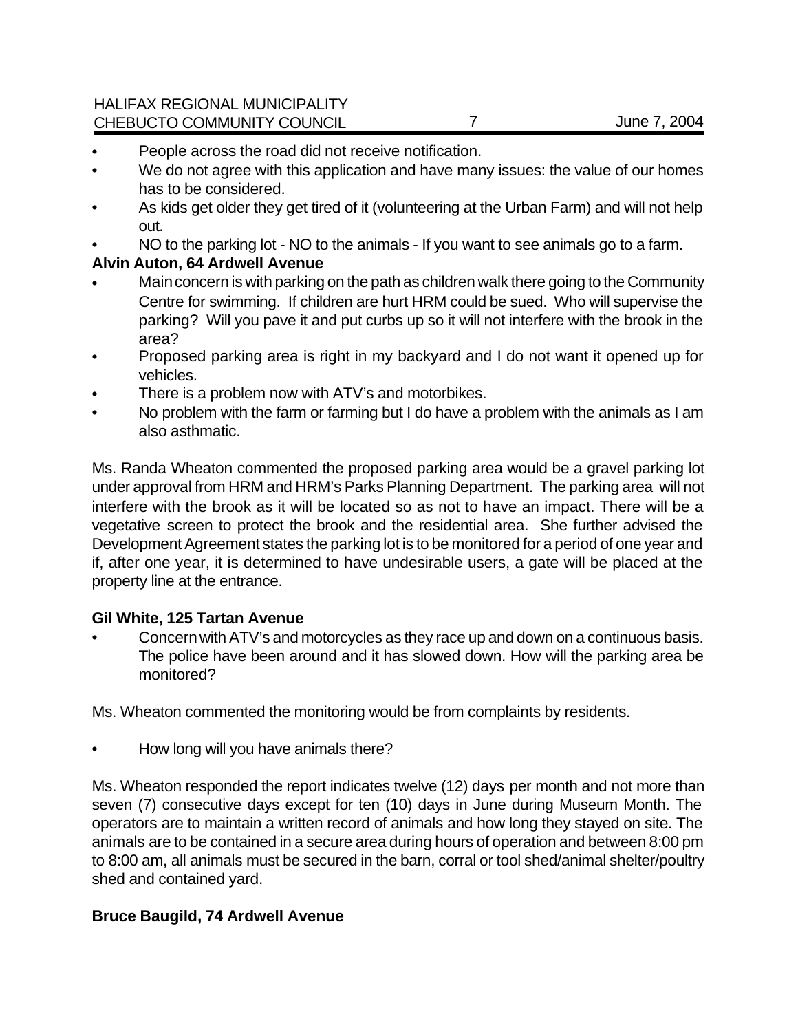- People across the road did not receive notification.
- We do not agree with this application and have many issues: the value of our homes has to be considered.
- As kids get older they get tired of it (volunteering at the Urban Farm) and will not help out.
- NO to the parking lot - NO to the animals - If you want to see animals go to a farm.

**Alvin Auton, 64 Ardwell Avenue**

- Main concern is with parking on the path as children walk there going to the Community Centre for swimming. If children are hurt HRM could be sued. Who will supervise the parking? Will you pave it and put curbs up so it will not interfere with the brook in the area?
- Proposed parking area is right in my backyard and I do not want it opened up for vehicles.
- There is a problem now with ATV's and motorbikes.
- No problem with the farm or farming but I do have a problem with the animals as I am also asthmatic.

Ms. Randa Wheaton commented the proposed parking area would be a gravel parking lot under approval from HRM and HRM's Parks Planning Department. The parking area will not interfere with the brook as it will be located so as not to have an impact. There will be a vegetative screen to protect the brook and the residential area. She further advised the Development Agreement states the parking lot is to be monitored for a period of one year and if, after one year, it is determined to have undesirable users, a gate will be placed at the property line at the entrance.

**Gil White, 125 Tartan Avenue**

- Concern with ATV's and motorcycles as they race up and down on a continuous basis. The police have been around and it has slowed down. How will the parking area be monitored?

Ms. Wheaton commented the monitoring would be from complaints by residents.

- How long will you have animals there?

Ms. Wheaton responded the report indicates twelve (12) days per month and not more than seven (7) consecutive days except for ten (10) days in June during Museum Month. The operators are to maintain a written record of animals and how long they stayed on site. The animals are to be contained in a secure area during hours of operation and between 8:00 pm to 8:00 am, all animals must be secured in the barn, corral or tool shed/animal shelter/poultry shed and contained yard.

**Bruce Baugild, 74 Ardwell Avenue**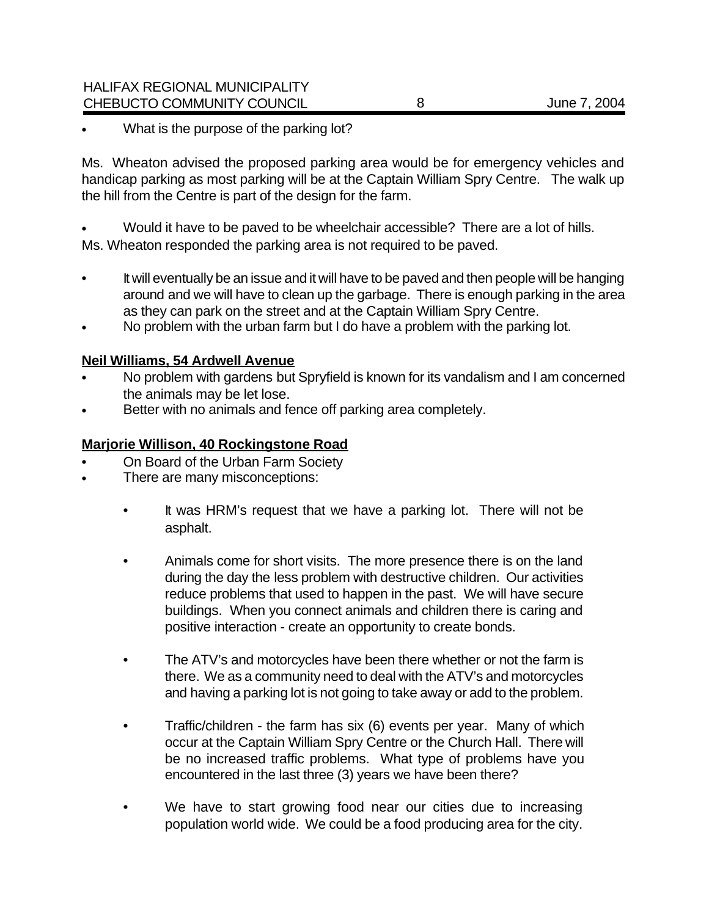- What is the purpose of the parking lot?

Ms. Wheaton advised the proposed parking area would be for emergency vehicles and handicap parking as most parking will be at the Captain William Spry Centre. The walk up the hill from the Centre is part of the design for the farm.

- Would it have to be paved to be wheelchair accessible? There are a lot of hills.

Ms. Wheaton responded the parking area is not required to be paved.

- It will eventually be an issue and it will have to be paved and then people will be hanging around and we will have to clean up the garbage. There is enough parking in the area as they can park on the street and at the Captain William Spry Centre.
- No problem with the urban farm but I do have a problem with the parking lot.

**Neil Williams, 54 Ardwell Avenue**

- No problem with gardens but Spryfield is known for its vandalism and I am concerned the animals may be let lose.
- Better with no animals and fence off parking area completely.

**Marjorie Willison, 40 Rockingstone Road**

- On Board of the Urban Farm Society
- There are many misconceptions:
    - It was HRM's request that we have a parking lot. There will not be asphalt.
    - Animals come for short visits. The more presence there is on the land during the day the less problem with destructive children. Our activities reduce problems that used to happen in the past. We will have secure buildings. When you connect animals and children there is caring and positive interaction - create an opportunity to create bonds.
    - The ATV's and motorcycles have been there whether or not the farm is there. We as a community need to deal with the ATV's and motorcycles and having a parking lot is not going to take away or add to the problem.
    - Traffic/children - the farm has six (6) events per year. Many of which occur at the Captain William Spry Centre or the Church Hall. There will be no increased traffic problems. What type of problems have you encountered in the last three (3) years we have been there?
    - We have to start growing food near our cities due to increasing population world wide. We could be a food producing area for the city.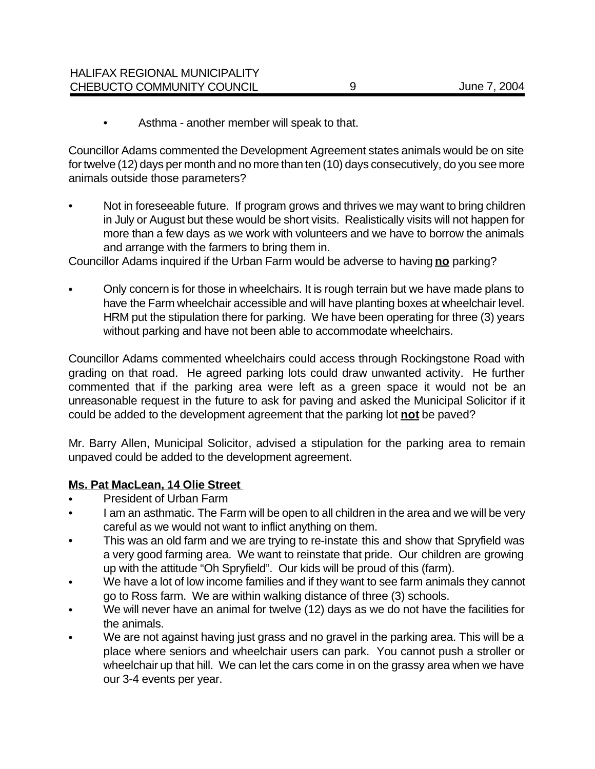- Asthma - another member will speak to that.

Councillor Adams commented the Development Agreement states animals would be on site for twelve (12) days per month and no more than ten (10) days consecutively, do you see more animals outside those parameters?

- Not in foreseeable future. If program grows and thrives we may want to bring children in July or August but these would be short visits. Realistically visits will not happen for more than a few days as we work with volunteers and we have to borrow the animals and arrange with the farmers to bring them in.

Councillor Adams inquired if the Urban Farm would be adverse to having **no** parking?

- Only concern is for those in wheelchairs. It is rough terrain but we have made plans to have the Farm wheelchair accessible and will have planting boxes at wheelchair level. HRM put the stipulation there for parking. We have been operating for three (3) years without parking and have not been able to accommodate wheelchairs.

Councillor Adams commented wheelchairs could access through Rockingstone Road with grading on that road. He agreed parking lots could draw unwanted activity. He further commented that if the parking area were left as a green space it would not be an unreasonable request in the future to ask for paving and asked the Municipal Solicitor if it could be added to the development agreement that the parking lot **not** be paved?

Mr. Barry Allen, Municipal Solicitor, advised a stipulation for the parking area to remain unpaved could be added to the development agreement.

**Ms. Pat MacLean, 14 Olie Street**

- President of Urban Farm
- I am an asthmatic. The Farm will be open to all children in the area and we will be very careful as we would not want to inflict anything on them.
- This was an old farm and we are trying to re-instate this and show that Spryfield was a very good farming area. We want to reinstate that pride. Our children are growing up with the attitude "Oh Spryfield". Our kids will be proud of this (farm).
- We have a lot of low income families and if they want to see farm animals they cannot go to Ross farm. We are within walking distance of three (3) schools.
- We will never have an animal for twelve (12) days as we do not have the facilities for the animals.
- We are not against having just grass and no gravel in the parking area. This will be a place where seniors and wheelchair users can park. You cannot push a stroller or wheelchair up that hill. We can let the cars come in on the grassy area when we have our 3-4 events per year.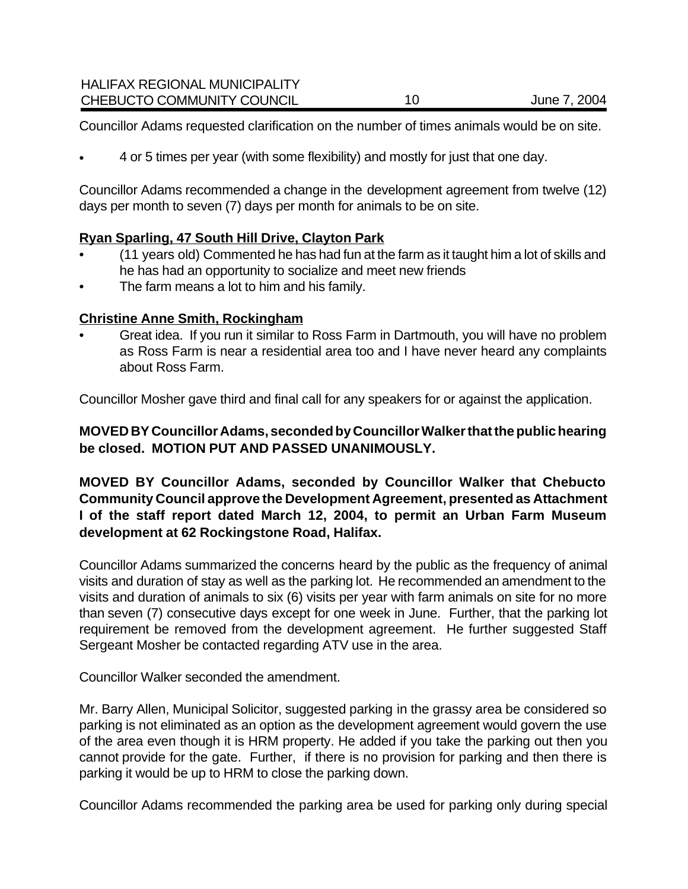Councillor Adams requested clarification on the number of times animals would be on site.

- 4 or 5 times per year (with some flexibility) and mostly for just that one day.

Councillor Adams recommended a change in the development agreement from twelve (12) days per month to seven (7) days per month for animals to be on site.

**Ryan Sparling, 47 South Hill Drive, Clayton Park**

- (11 years old) Commented he has had fun at the farm as it taught him a lot of skills and he has had an opportunity to socialize and meet new friends
- The farm means a lot to him and his family.

**Christine Anne Smith, Rockingham**

- Great idea. If you run it similar to Ross Farm in Dartmouth, you will have no problem as Ross Farm is near a residential area too and I have never heard any complaints about Ross Farm.

Councillor Mosher gave third and final call for any speakers for or against the application.

**MOVED BY Councillor Adams, seconded by Councillor Walker that the public hearing be closed. MOTION PUT AND PASSED UNANIMOUSLY.**

**MOVED BY Councillor Adams, seconded by Councillor Walker that Chebucto Community Council approve the Development Agreement, presented as Attachment I of the staff report dated March 12, 2004, to permit an Urban Farm Museum development at 62 Rockingstone Road, Halifax.**

Councillor Adams summarized the concerns heard by the public as the frequency of animal visits and duration of stay as well as the parking lot. He recommended an amendment to the visits and duration of animals to six (6) visits per year with farm animals on site for no more than seven (7) consecutive days except for one week in June. Further, that the parking lot requirement be removed from the development agreement. He further suggested Staff Sergeant Mosher be contacted regarding ATV use in the area.

Councillor Walker seconded the amendment.

Mr. Barry Allen, Municipal Solicitor, suggested parking in the grassy area be considered so parking is not eliminated as an option as the development agreement would govern the use of the area even though it is HRM property. He added if you take the parking out then you cannot provide for the gate. Further, if there is no provision for parking and then there is parking it would be up to HRM to close the parking down.

Councillor Adams recommended the parking area be used for parking only during special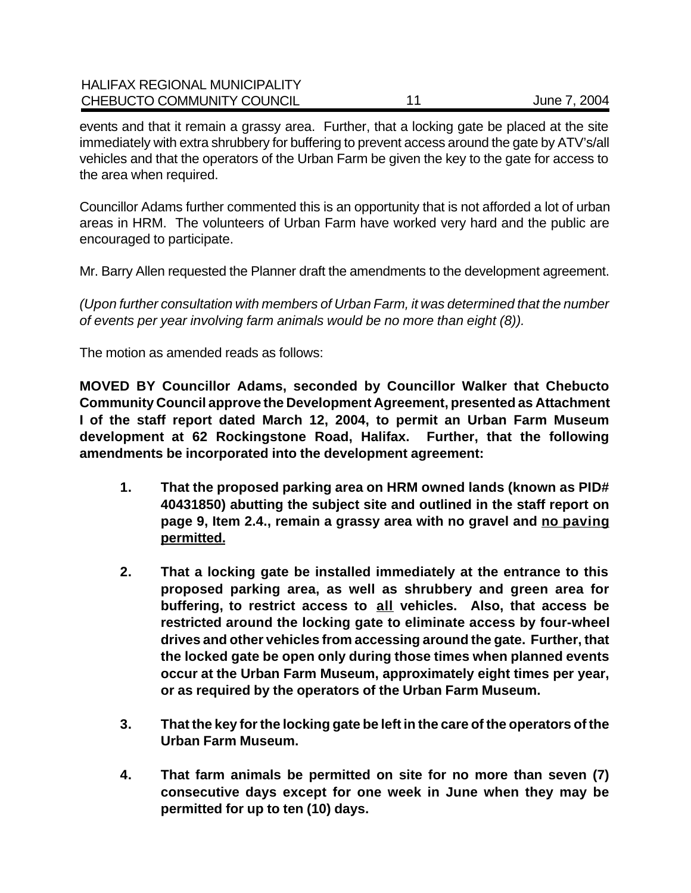events and that it remain a grassy area. Further, that a locking gate be placed at the site immediately with extra shrubbery for buffering to prevent access around the gate by ATV's/all vehicles and that the operators of the Urban Farm be given the key to the gate for access to the area when required.

Councillor Adams further commented this is an opportunity that is not afforded a lot of urban areas in HRM. The volunteers of Urban Farm have worked very hard and the public are encouraged to participate.

Mr. Barry Allen requested the Planner draft the amendments to the development agreement.

*(Upon further consultation with members of Urban Farm, it was determined that the number of events per year involving farm animals would be no more than eight (8)).*

The motion as amended reads as follows:

**MOVED BY Councillor Adams, seconded by Councillor Walker that Chebucto Community Council approve the Development Agreement, presented as Attachment I of the staff report dated March 12, 2004, to permit an Urban Farm Museum development at 62 Rockingstone Road, Halifax. Further, that the following amendments be incorporated into the development agreement:**

1. **That the proposed parking area on HRM owned lands (known as PID# 40431850) abutting the subject site and outlined in the staff report on page 9, Item 2.4., remain a grassy area with no gravel and <u>no paving permitted.</u>**

2. **That a locking gate be installed immediately at the entrance to this proposed parking area, as well as shrubbery and green area for buffering, to restrict access to <u>all</u> vehicles. Also, that access be restricted around the locking gate to eliminate access by four-wheel drives and other vehicles from accessing around the gate. Further, that the locked gate be open only during those times when planned events occur at the Urban Farm Museum, approximately eight times per year, or as required by the operators of the Urban Farm Museum.**

3. **That the key for the locking gate be left in the care of the operators of the Urban Farm Museum.**

4. **That farm animals be permitted on site for no more than seven (7) consecutive days except for one week in June when they may be permitted for up to ten (10) days.**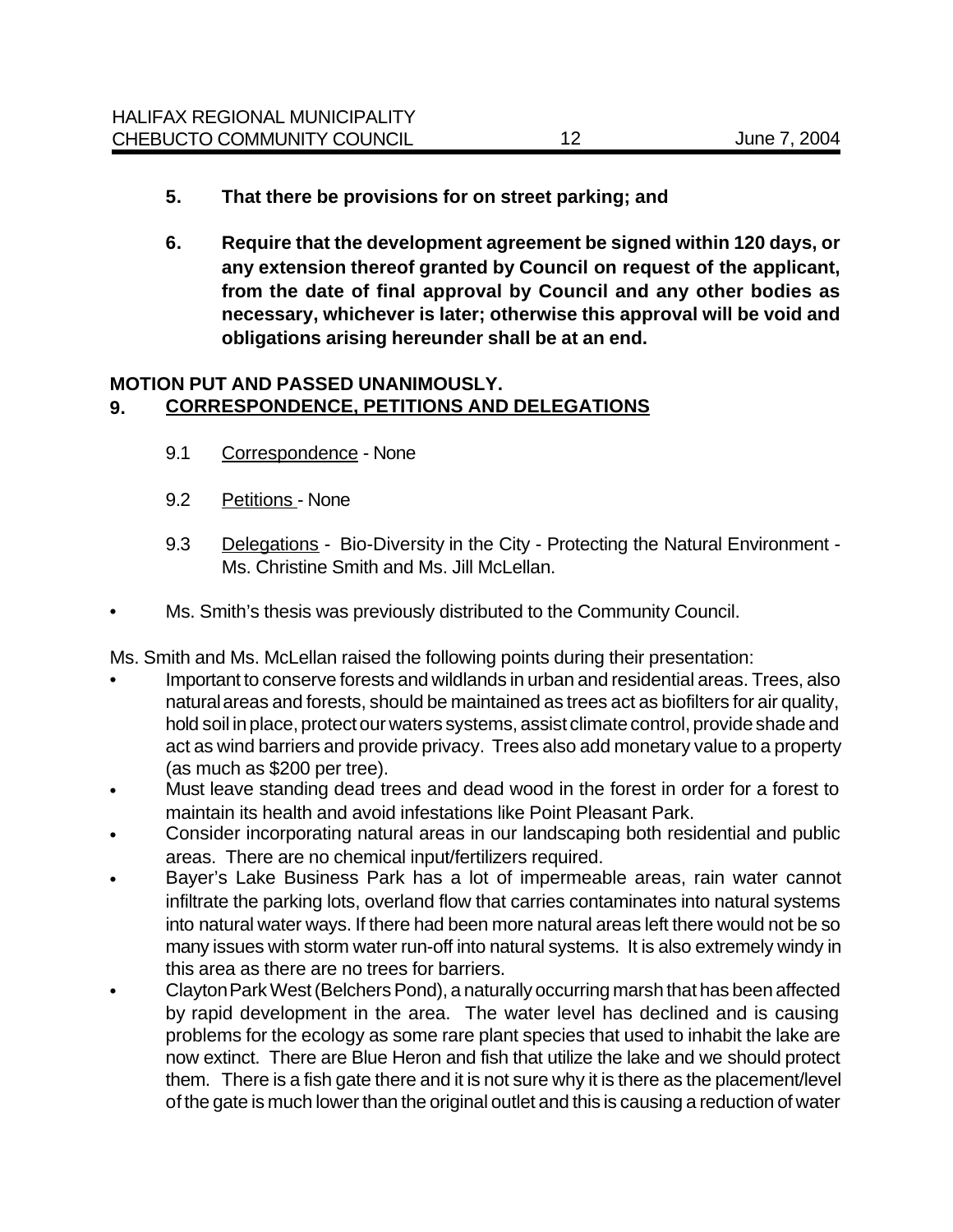5. **That there be provisions for on street parking; and**

6. **Require that the development agreement be signed within 120 days, or any extension thereof granted by Council on request of the applicant, from the date of final approval by Council and any other bodies as necessary, whichever is later; otherwise this approval will be void and obligations arising hereunder shall be at an end.**

**MOTION PUT AND PASSED UNANIMOUSLY.**

## 9. CORRESPONDENCE, PETITIONS AND DELEGATIONS

9.1 Correspondence - None

9.2 Petitions - None

9.3 Delegations - Bio-Diversity in the City - Protecting the Natural Environment - Ms. Christine Smith and Ms. Jill McLellan.

- Ms. Smith's thesis was previously distributed to the Community Council.

Ms. Smith and Ms. McLellan raised the following points during their presentation:

- Important to conserve forests and wildlands in urban and residential areas. Trees, also natural areas and forests, should be maintained as trees act as biofilters for air quality, hold soil in place, protect our waters systems, assist climate control, provide shade and act as wind barriers and provide privacy. Trees also add monetary value to a property (as much as $200 per tree).
- Must leave standing dead trees and dead wood in the forest in order for a forest to maintain its health and avoid infestations like Point Pleasant Park.
- Consider incorporating natural areas in our landscaping both residential and public areas. There are no chemical input/fertilizers required.
- Bayer's Lake Business Park has a lot of impermeable areas, rain water cannot infiltrate the parking lots, overland flow that carries contaminates into natural systems into natural water ways. If there had been more natural areas left there would not be so many issues with storm water run-off into natural systems. It is also extremely windy in this area as there are no trees for barriers.
- Clayton Park West (Belchers Pond), a naturally occurring marsh that has been affected by rapid development in the area. The water level has declined and is causing problems for the ecology as some rare plant species that used to inhabit the lake are now extinct. There are Blue Heron and fish that utilize the lake and we should protect them. There is a fish gate there and it is not sure why it is there as the placement/level of the gate is much lower than the original outlet and this is causing a reduction of water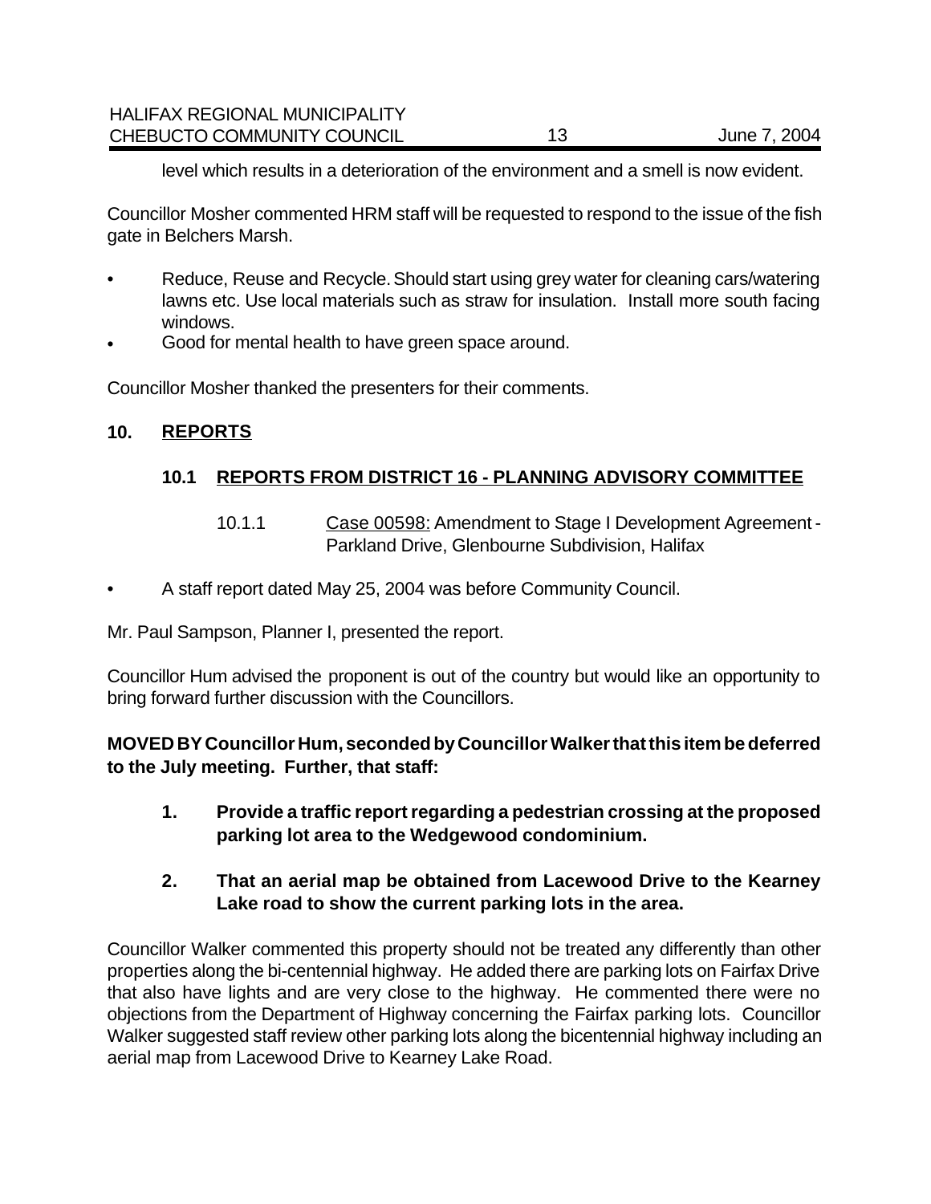level which results in a deterioration of the environment and a smell is now evident.

Councillor Mosher commented HRM staff will be requested to respond to the issue of the fish gate in Belchers Marsh.

- Reduce, Reuse and Recycle. Should start using grey water for cleaning cars/watering lawns etc. Use local materials such as straw for insulation. Install more south facing windows.
- Good for mental health to have green space around.

Councillor Mosher thanked the presenters for their comments.

## 10. REPORTS

### 10.1 REPORTS FROM DISTRICT 16 - PLANNING ADVISORY COMMITTEE

10.1.1 Case 00598: Amendment to Stage I Development Agreement - Parkland Drive, Glenbourne Subdivision, Halifax

- A staff report dated May 25, 2004 was before Community Council.

Mr. Paul Sampson, Planner I, presented the report.

Councillor Hum advised the proponent is out of the country but would like an opportunity to bring forward further discussion with the Councillors.

**MOVED BY Councillor Hum, seconded by Councillor Walker that this item be deferred to the July meeting. Further, that staff:**

1. **Provide a traffic report regarding a pedestrian crossing at the proposed parking lot area to the Wedgewood condominium.**

2. **That an aerial map be obtained from Lacewood Drive to the Kearney Lake road to show the current parking lots in the area.**

Councillor Walker commented this property should not be treated any differently than other properties along the bi-centennial highway. He added there are parking lots on Fairfax Drive that also have lights and are very close to the highway. He commented there were no objections from the Department of Highway concerning the Fairfax parking lots. Councillor Walker suggested staff review other parking lots along the bicentennial highway including an aerial map from Lacewood Drive to Kearney Lake Road.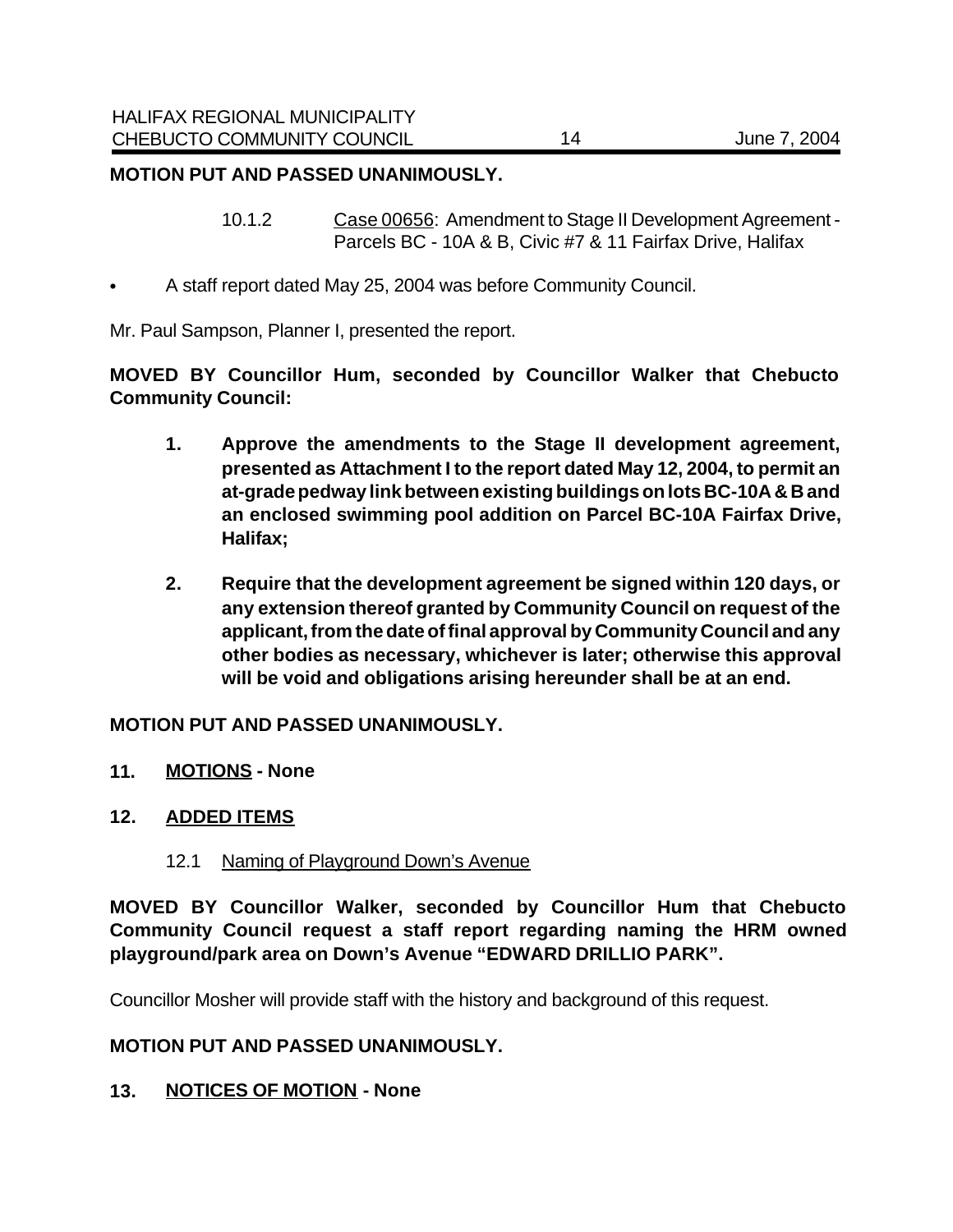**MOTION PUT AND PASSED UNANIMOUSLY.**

10.1.2 Case 00656: Amendment to Stage II Development Agreement - Parcels BC - 10A & B, Civic #7 & 11 Fairfax Drive, Halifax

- A staff report dated May 25, 2004 was before Community Council.

Mr. Paul Sampson, Planner I, presented the report.

**MOVED BY Councillor Hum, seconded by Councillor Walker that Chebucto Community Council:**

1. **Approve the amendments to the Stage II development agreement, presented as Attachment I to the report dated May 12, 2004, to permit an at-grade pedway link between existing buildings on lots BC-10A & B and an enclosed swimming pool addition on Parcel BC-10A Fairfax Drive, Halifax;**

2. **Require that the development agreement be signed within 120 days, or any extension thereof granted by Community Council on request of the applicant, from the date of final approval by Community Council and any other bodies as necessary, whichever is later; otherwise this approval will be void and obligations arising hereunder shall be at an end.**

**MOTION PUT AND PASSED UNANIMOUSLY.**

## 11. MOTIONS - None

## 12. ADDED ITEMS

12.1 Naming of Playground Down's Avenue

**MOVED BY Councillor Walker, seconded by Councillor Hum that Chebucto Community Council request a staff report regarding naming the HRM owned playground/park area on Down's Avenue "EDWARD DRILLIO PARK".**

Councillor Mosher will provide staff with the history and background of this request.

**MOTION PUT AND PASSED UNANIMOUSLY.**

## 13. NOTICES OF MOTION - None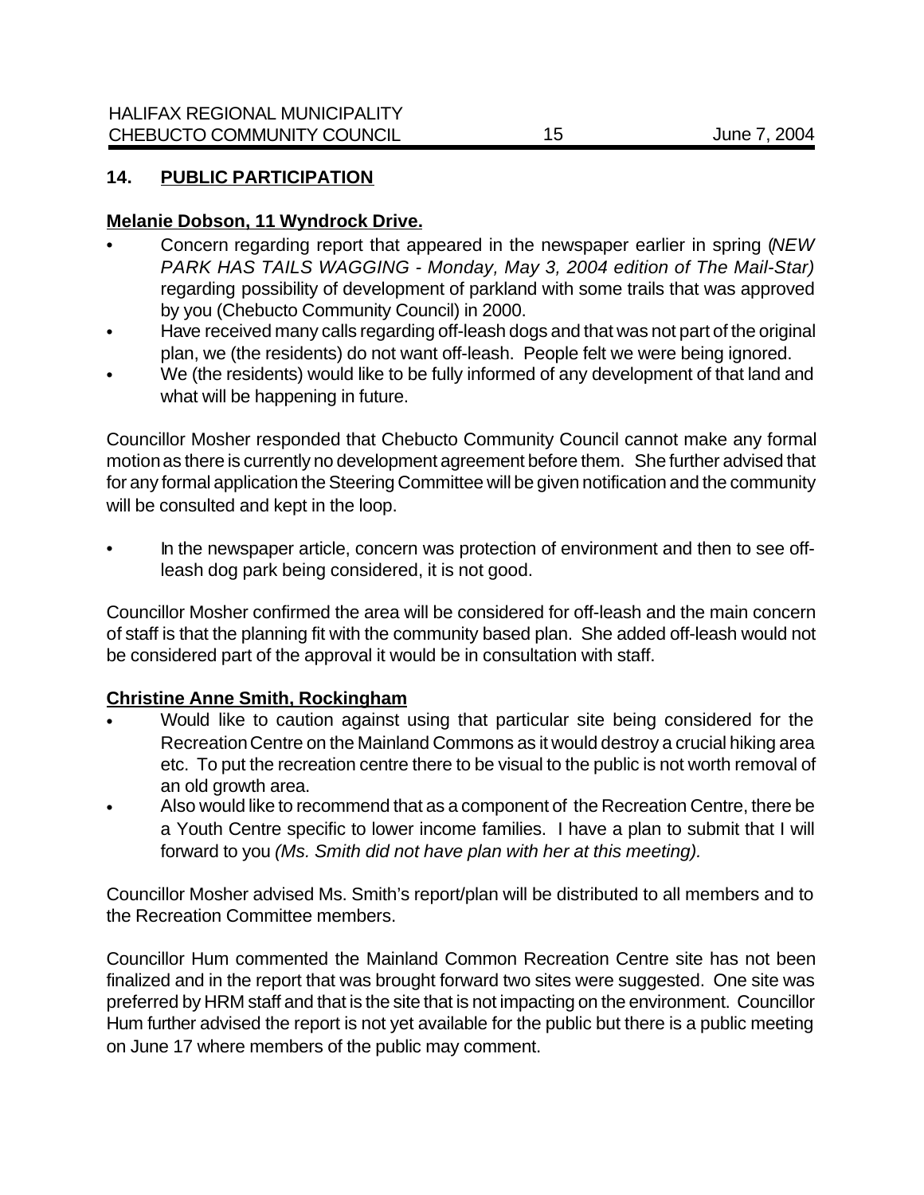## 14. PUBLIC PARTICIPATION

**Melanie Dobson, 11 Wyndrock Drive.**

- Concern regarding report that appeared in the newspaper earlier in spring (*NEW PARK HAS TAILS WAGGING - Monday, May 3, 2004 edition of The Mail-Star)* regarding possibility of development of parkland with some trails that was approved by you (Chebucto Community Council) in 2000.
- Have received many calls regarding off-leash dogs and that was not part of the original plan, we (the residents) do not want off-leash. People felt we were being ignored.
- We (the residents) would like to be fully informed of any development of that land and what will be happening in future.

Councillor Mosher responded that Chebucto Community Council cannot make any formal motion as there is currently no development agreement before them. She further advised that for any formal application the Steering Committee will be given notification and the community will be consulted and kept in the loop.

- In the newspaper article, concern was protection of environment and then to see off-leash dog park being considered, it is not good.

Councillor Mosher confirmed the area will be considered for off-leash and the main concern of staff is that the planning fit with the community based plan. She added off-leash would not be considered part of the approval it would be in consultation with staff.

**Christine Anne Smith, Rockingham**

- Would like to caution against using that particular site being considered for the Recreation Centre on the Mainland Commons as it would destroy a crucial hiking area etc. To put the recreation centre there to be visual to the public is not worth removal of an old growth area.
- Also would like to recommend that as a component of the Recreation Centre, there be a Youth Centre specific to lower income families. I have a plan to submit that I will forward to you *(Ms. Smith did not have plan with her at this meeting).*

Councillor Mosher advised Ms. Smith's report/plan will be distributed to all members and to the Recreation Committee members.

Councillor Hum commented the Mainland Common Recreation Centre site has not been finalized and in the report that was brought forward two sites were suggested. One site was preferred by HRM staff and that is the site that is not impacting on the environment. Councillor Hum further advised the report is not yet available for the public but there is a public meeting on June 17 where members of the public may comment.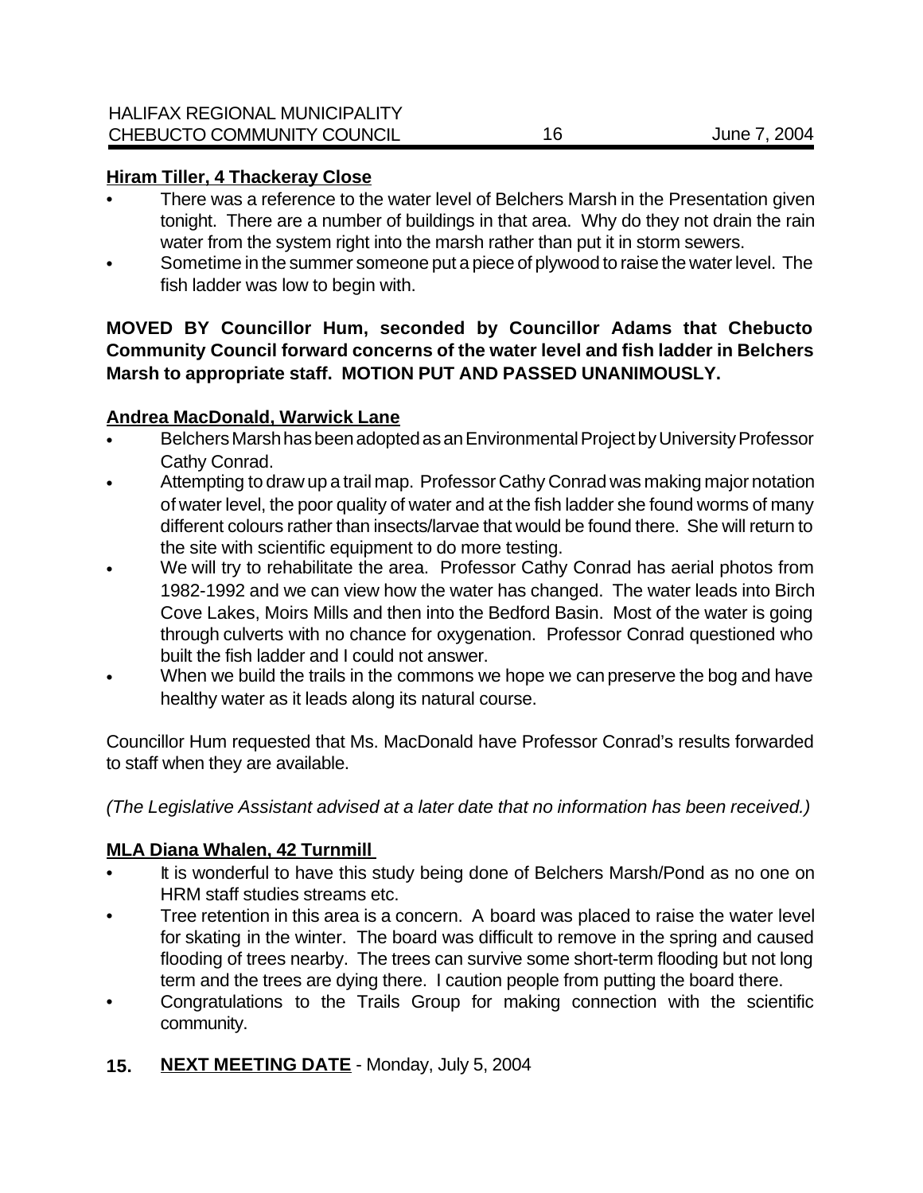**Hiram Tiller, 4 Thackeray Close**

- There was a reference to the water level of Belchers Marsh in the Presentation given tonight. There are a number of buildings in that area. Why do they not drain the rain water from the system right into the marsh rather than put it in storm sewers.
- Sometime in the summer someone put a piece of plywood to raise the water level. The fish ladder was low to begin with.

**MOVED BY Councillor Hum, seconded by Councillor Adams that Chebucto Community Council forward concerns of the water level and fish ladder in Belchers Marsh to appropriate staff. MOTION PUT AND PASSED UNANIMOUSLY.**

**Andrea MacDonald, Warwick Lane**

- Belchers Marsh has been adopted as an Environmental Project by University Professor Cathy Conrad.
- Attempting to draw up a trail map. Professor Cathy Conrad was making major notation of water level, the poor quality of water and at the fish ladder she found worms of many different colours rather than insects/larvae that would be found there. She will return to the site with scientific equipment to do more testing.
- We will try to rehabilitate the area. Professor Cathy Conrad has aerial photos from 1982-1992 and we can view how the water has changed. The water leads into Birch Cove Lakes, Moirs Mills and then into the Bedford Basin. Most of the water is going through culverts with no chance for oxygenation. Professor Conrad questioned who built the fish ladder and I could not answer.
- When we build the trails in the commons we hope we can preserve the bog and have healthy water as it leads along its natural course.

Councillor Hum requested that Ms. MacDonald have Professor Conrad's results forwarded to staff when they are available.

*(The Legislative Assistant advised at a later date that no information has been received.)*

**MLA Diana Whalen, 42 Turnmill**

- It is wonderful to have this study being done of Belchers Marsh/Pond as no one on HRM staff studies streams etc.
- Tree retention in this area is a concern. A board was placed to raise the water level for skating in the winter. The board was difficult to remove in the spring and caused flooding of trees nearby. The trees can survive some short-term flooding but not long term and the trees are dying there. I caution people from putting the board there.
- Congratulations to the Trails Group for making connection with the scientific community.

## 15. **NEXT MEETING DATE** - Monday, July 5, 2004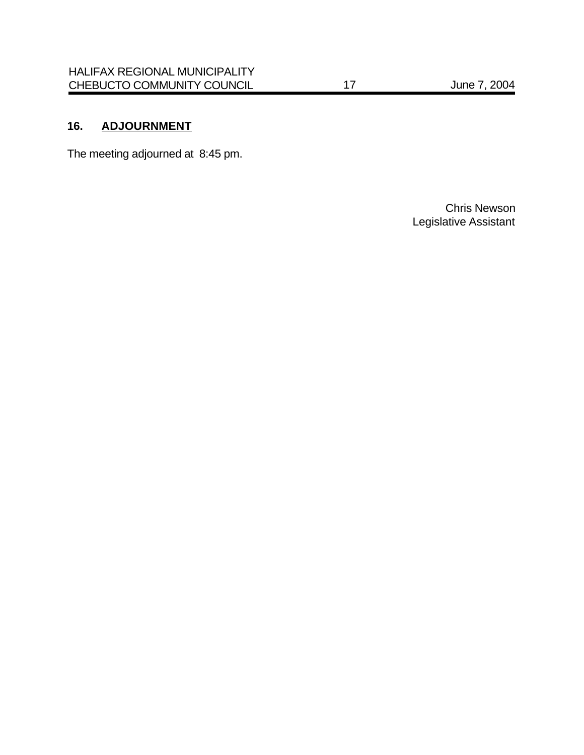## 16. ADJOURNMENT

The meeting adjourned at 8:45 pm.

Chris Newson
Legislative Assistant